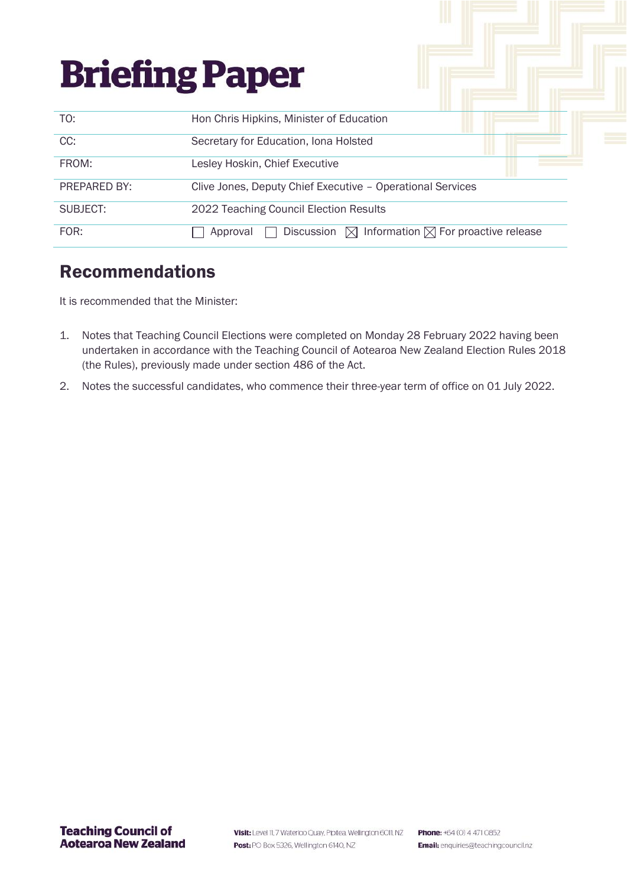# Briefing Paper

| | |
|---|---|
| TO: | Hon Chris Hipkins, Minister of Education |
| CC: | Secretary for Education, Iona Holsted |
| FROM: | Lesley Hoskin, Chief Executive |
| PREPARED BY: | Clive Jones, Deputy Chief Executive – Operational Services |
| SUBJECT: | 2022 Teaching Council Election Results |
| FOR: | ☐ Approval ☐ Discussion ☒ Information ☒ For proactive release |

## Recommendations

It is recommended that the Minister:

1. Notes that Teaching Council Elections were completed on Monday 28 February 2022 having been undertaken in accordance with the Teaching Council of Aotearoa New Zealand Election Rules 2018 (the Rules), previously made under section 486 of the Act.
2. Notes the successful candidates, who commence their three-year term of office on 01 July 2022.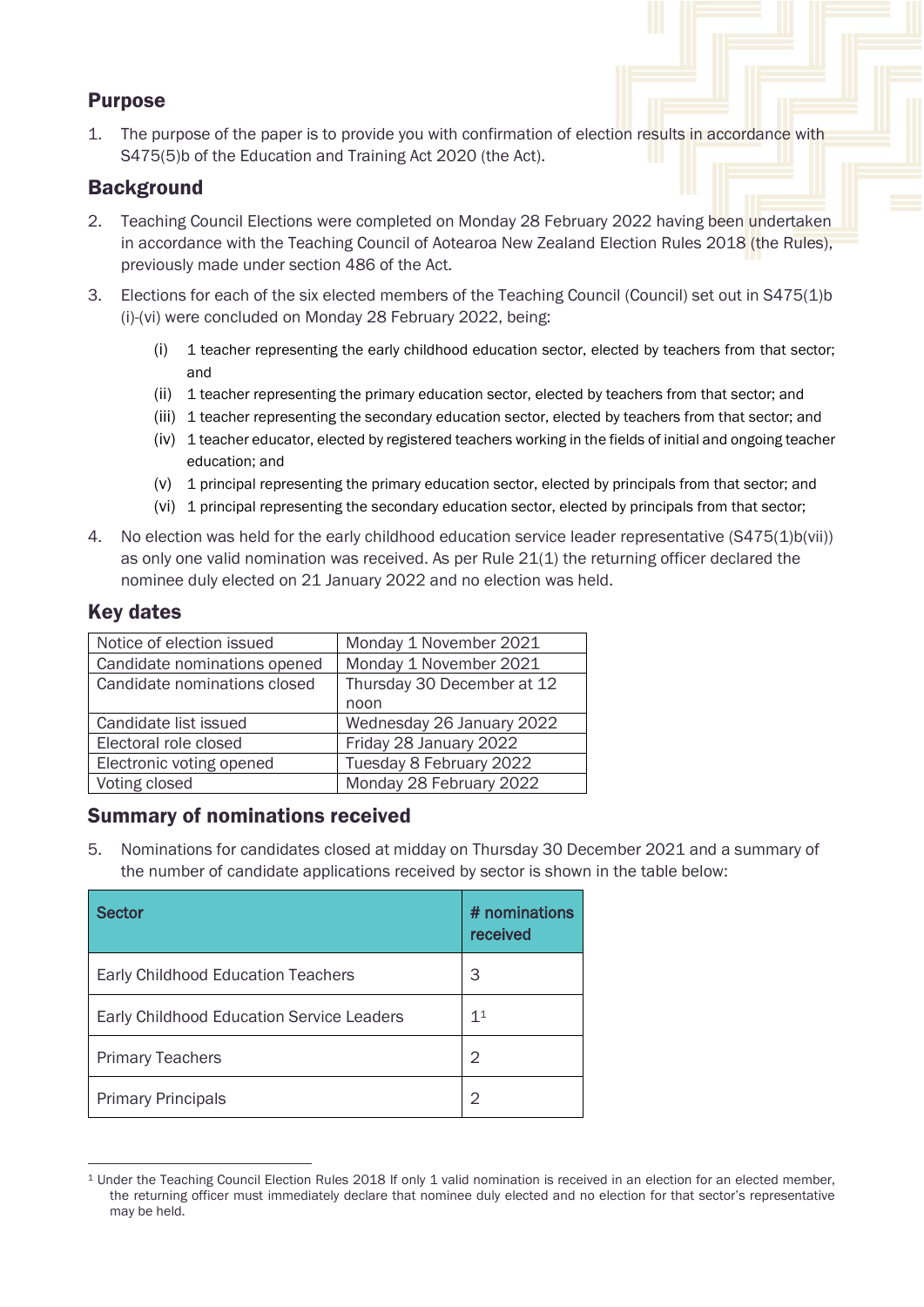## Purpose

1. The purpose of the paper is to provide you with confirmation of election results in accordance with S475(5)b of the Education and Training Act 2020 (the Act).

## Background

2. Teaching Council Elections were completed on Monday 28 February 2022 having been undertaken in accordance with the Teaching Council of Aotearoa New Zealand Election Rules 2018 (the Rules), previously made under section 486 of the Act.

3. Elections for each of the six elected members of the Teaching Council (Council) set out in S475(1)b (i)-(vi) were concluded on Monday 28 February 2022, being:

   (i) 1 teacher representing the early childhood education sector, elected by teachers from that sector; and

   (ii) 1 teacher representing the primary education sector, elected by teachers from that sector; and

   (iii) 1 teacher representing the secondary education sector, elected by teachers from that sector; and

   (iv) 1 teacher educator, elected by registered teachers working in the fields of initial and ongoing teacher education; and

   (v) 1 principal representing the primary education sector, elected by principals from that sector; and

   (vi) 1 principal representing the secondary education sector, elected by principals from that sector;

4. No election was held for the early childhood education service leader representative (S475(1)b(vii)) as only one valid nomination was received. As per Rule 21(1) the returning officer declared the nominee duly elected on 21 January 2022 and no election was held.

## Key dates

| | |
|---|---|
| Notice of election issued | Monday 1 November 2021 |
| Candidate nominations opened | Monday 1 November 2021 |
| Candidate nominations closed | Thursday 30 December at 12 noon |
| Candidate list issued | Wednesday 26 January 2022 |
| Electoral role closed | Friday 28 January 2022 |
| Electronic voting opened | Tuesday 8 February 2022 |
| Voting closed | Monday 28 February 2022 |

## Summary of nominations received

5. Nominations for candidates closed at midday on Thursday 30 December 2021 and a summary of the number of candidate applications received by sector is shown in the table below:

| Sector | # nominations received |
|---|---|
| Early Childhood Education Teachers | 3 |
| Early Childhood Education Service Leaders | 1[1] |
| Primary Teachers | 2 |
| Primary Principals | 2 |

[1] Under the Teaching Council Election Rules 2018 If only 1 valid nomination is received in an election for an elected member, the returning officer must immediately declare that nominee duly elected and no election for that sector's representative may be held.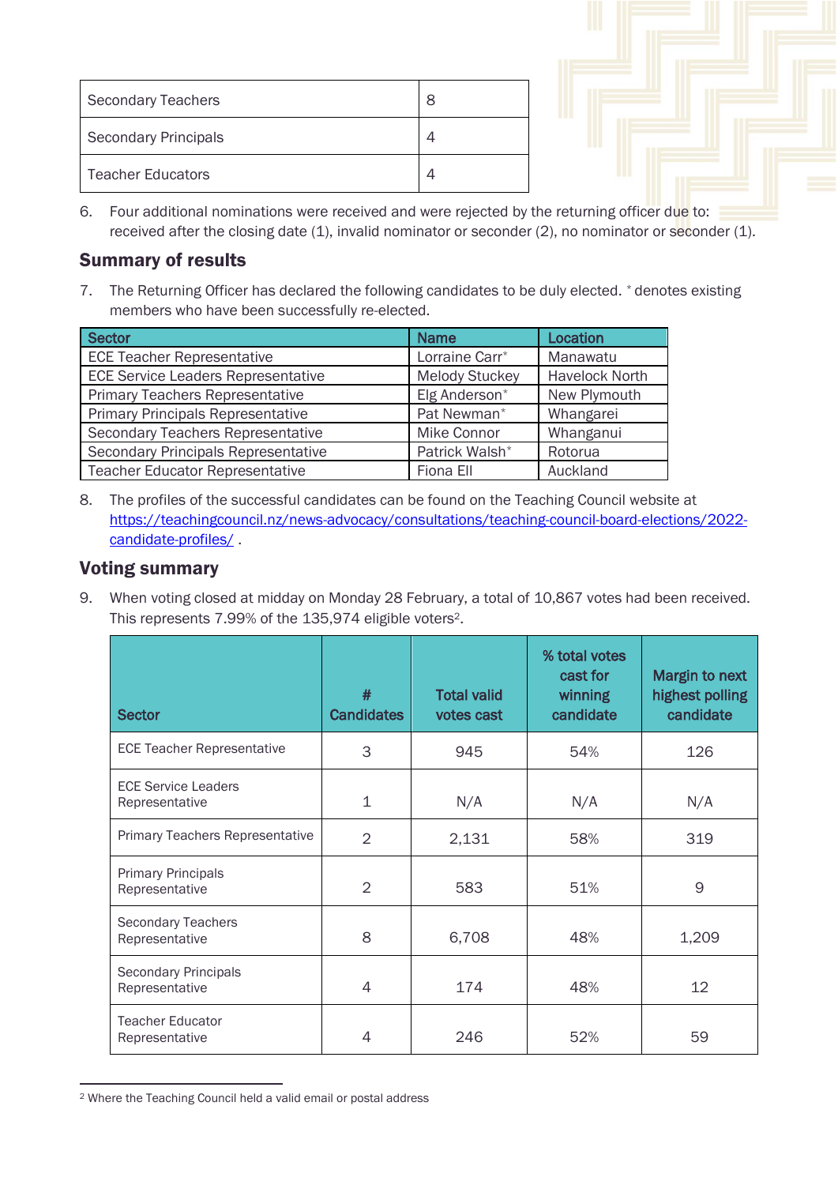| | |
|---|---|
| Secondary Teachers | 8 |
| Secondary Principals | 4 |
| Teacher Educators | 4 |

6. Four additional nominations were received and were rejected by the returning officer due to: received after the closing date (1), invalid nominator or seconder (2), no nominator or seconder (1).

## Summary of results

7. The Returning Officer has declared the following candidates to be duly elected. * denotes existing members who have been successfully re-elected.

| Sector | Name | Location |
|---|---|---|
| ECE Teacher Representative | Lorraine Carr* | Manawatu |
| ECE Service Leaders Representative | Melody Stuckey | Havelock North |
| Primary Teachers Representative | Elg Anderson* | New Plymouth |
| Primary Principals Representative | Pat Newman* | Whangarei |
| Secondary Teachers Representative | Mike Connor | Whanganui |
| Secondary Principals Representative | Patrick Walsh* | Rotorua |
| Teacher Educator Representative | Fiona Ell | Auckland |

8. The profiles of the successful candidates can be found on the Teaching Council website at [https://teachingcouncil.nz/news-advocacy/consultations/teaching-council-board-elections/2022-candidate-profiles/](https://teachingcouncil.nz/news-advocacy/consultations/teaching-council-board-elections/2022-candidate-profiles/) .

## Voting summary

9. When voting closed at midday on Monday 28 February, a total of 10,867 votes had been received. This represents 7.99% of the 135,974 eligible voters[2].

| Sector | # Candidates | Total valid votes cast | % total votes cast for winning candidate | Margin to next highest polling candidate |
|---|---|---|---|---|
| ECE Teacher Representative | 3 | 945 | 54% | 126 |
| ECE Service Leaders Representative | 1 | N/A | N/A | N/A |
| Primary Teachers Representative | 2 | 2,131 | 58% | 319 |
| Primary Principals Representative | 2 | 583 | 51% | 9 |
| Secondary Teachers Representative | 8 | 6,708 | 48% | 1,209 |
| Secondary Principals Representative | 4 | 174 | 48% | 12 |
| Teacher Educator Representative | 4 | 246 | 52% | 59 |

[2] Where the Teaching Council held a valid email or postal address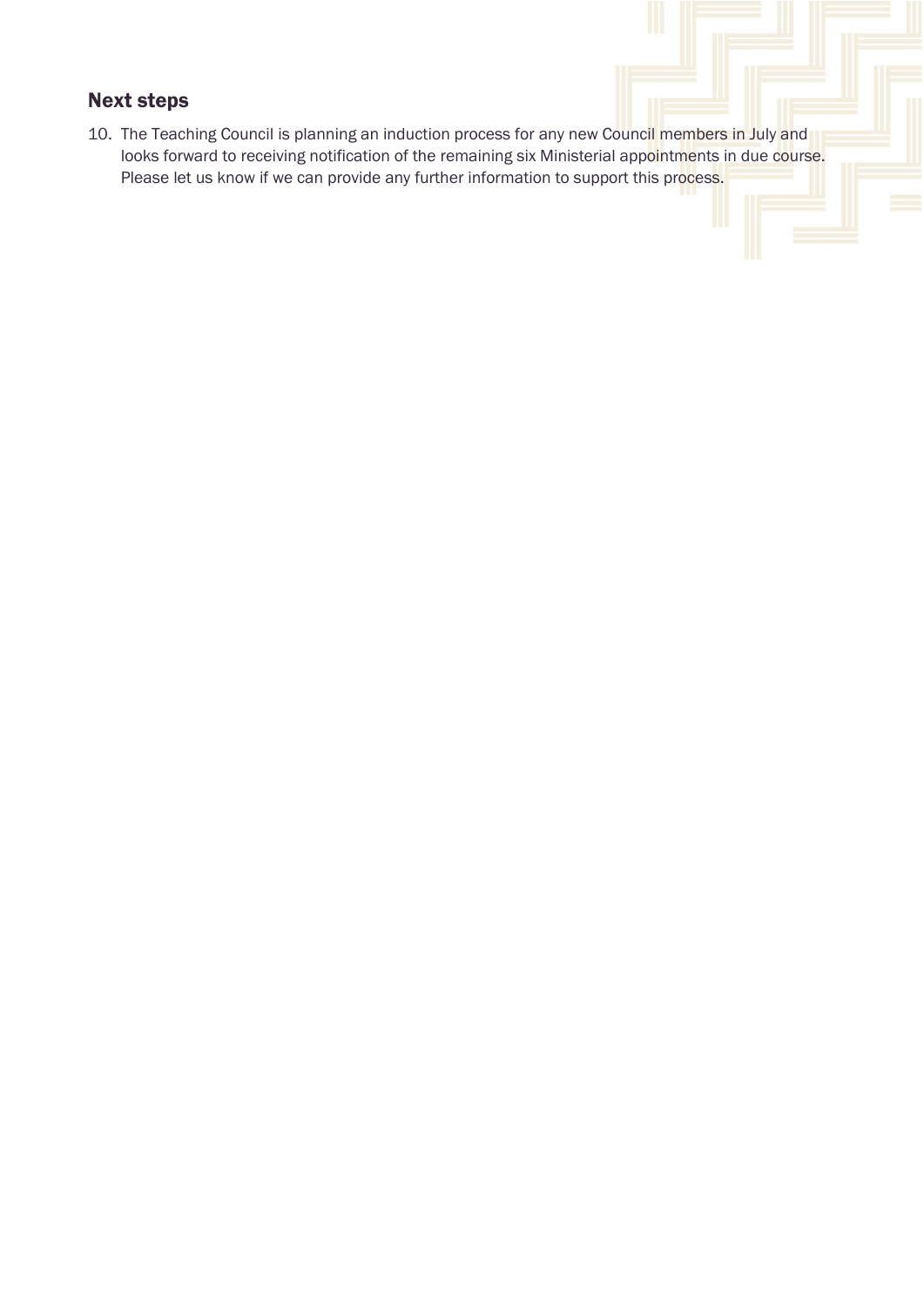## Next steps

10. The Teaching Council is planning an induction process for any new Council members in July and looks forward to receiving notification of the remaining six Ministerial appointments in due course. Please let us know if we can provide any further information to support this process.